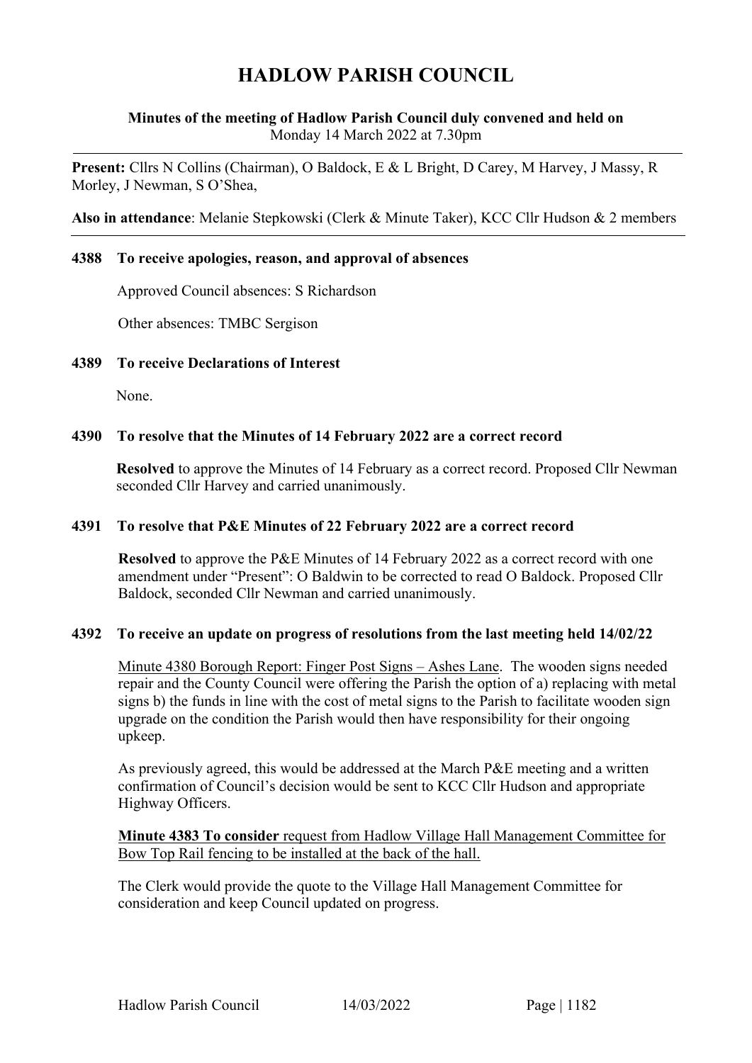# HADLOW PARISH COUNCIL

**Minutes of the meeting of Hadlow Parish Council duly convened and held on**
Monday 14 March 2022 at 7.30pm

**Present:** Cllrs N Collins (Chairman), O Baldock, E & L Bright, D Carey, M Harvey, J Massy, R Morley, J Newman, S O'Shea,

**Also in attendance**: Melanie Stepkowski (Clerk & Minute Taker), KCC Cllr Hudson & 2 members

### 4388 To receive apologies, reason, and approval of absences

Approved Council absences: S Richardson

Other absences: TMBC Sergison

### 4389 To receive Declarations of Interest

None.

### 4390 To resolve that the Minutes of 14 February 2022 are a correct record

**Resolved** to approve the Minutes of 14 February as a correct record. Proposed Cllr Newman seconded Cllr Harvey and carried unanimously.

### 4391 To resolve that P&E Minutes of 22 February 2022 are a correct record

**Resolved** to approve the P&E Minutes of 14 February 2022 as a correct record with one amendment under "Present": O Baldwin to be corrected to read O Baldock. Proposed Cllr Baldock, seconded Cllr Newman and carried unanimously.

### 4392 To receive an update on progress of resolutions from the last meeting held 14/02/22

Minute 4380 Borough Report: Finger Post Signs – Ashes Lane. The wooden signs needed repair and the County Council were offering the Parish the option of a) replacing with metal signs b) the funds in line with the cost of metal signs to the Parish to facilitate wooden sign upgrade on the condition the Parish would then have responsibility for their ongoing upkeep.

As previously agreed, this would be addressed at the March P&E meeting and a written confirmation of Council's decision would be sent to KCC Cllr Hudson and appropriate Highway Officers.

**Minute 4383 To consider** request from Hadlow Village Hall Management Committee for Bow Top Rail fencing to be installed at the back of the hall.

The Clerk would provide the quote to the Village Hall Management Committee for consideration and keep Council updated on progress.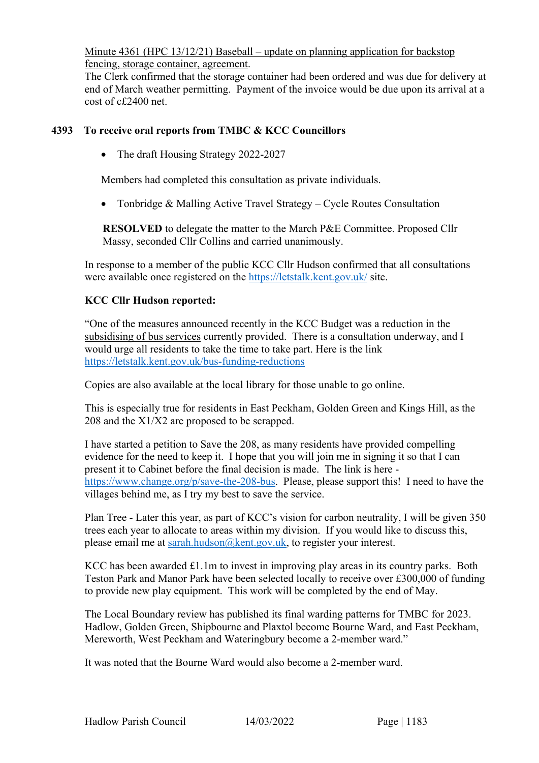<u>Minute 4361 (HPC 13/12/21) Baseball – update on planning application for backstop fencing, storage container, agreement</u>.
The Clerk confirmed that the storage container had been ordered and was due for delivery at end of March weather permitting. Payment of the invoice would be due upon its arrival at a cost of c£2400 net.

**4393 To receive oral reports from TMBC & KCC Councillors**

- The draft Housing Strategy 2022-2027

Members had completed this consultation as private individuals.

- Tonbridge & Malling Active Travel Strategy – Cycle Routes Consultation

**RESOLVED** to delegate the matter to the March P&E Committee. Proposed Cllr Massy, seconded Cllr Collins and carried unanimously.

In response to a member of the public KCC Cllr Hudson confirmed that all consultations were available once registered on the https://letstalk.kent.gov.uk/ site.

**KCC Cllr Hudson reported:**

"One of the measures announced recently in the KCC Budget was a reduction in the <u>subsidising of bus services</u> currently provided. There is a consultation underway, and I would urge all residents to take the time to take part. Here is the link https://letstalk.kent.gov.uk/bus-funding-reductions

Copies are also available at the local library for those unable to go online.

This is especially true for residents in East Peckham, Golden Green and Kings Hill, as the 208 and the X1/X2 are proposed to be scrapped.

I have started a petition to Save the 208, as many residents have provided compelling evidence for the need to keep it. I hope that you will join me in signing it so that I can present it to Cabinet before the final decision is made. The link is here - https://www.change.org/p/save-the-208-bus. Please, please support this! I need to have the villages behind me, as I try my best to save the service.

Plan Tree - Later this year, as part of KCC's vision for carbon neutrality, I will be given 350 trees each year to allocate to areas within my division. If you would like to discuss this, please email me at sarah.hudson@kent.gov.uk, to register your interest.

KCC has been awarded £1.1m to invest in improving play areas in its country parks. Both Teston Park and Manor Park have been selected locally to receive over £300,000 of funding to provide new play equipment. This work will be completed by the end of May.

The Local Boundary review has published its final warding patterns for TMBC for 2023. Hadlow, Golden Green, Shipbourne and Plaxtol become Bourne Ward, and East Peckham, Mereworth, West Peckham and Wateringbury become a 2-member ward."

It was noted that the Bourne Ward would also become a 2-member ward.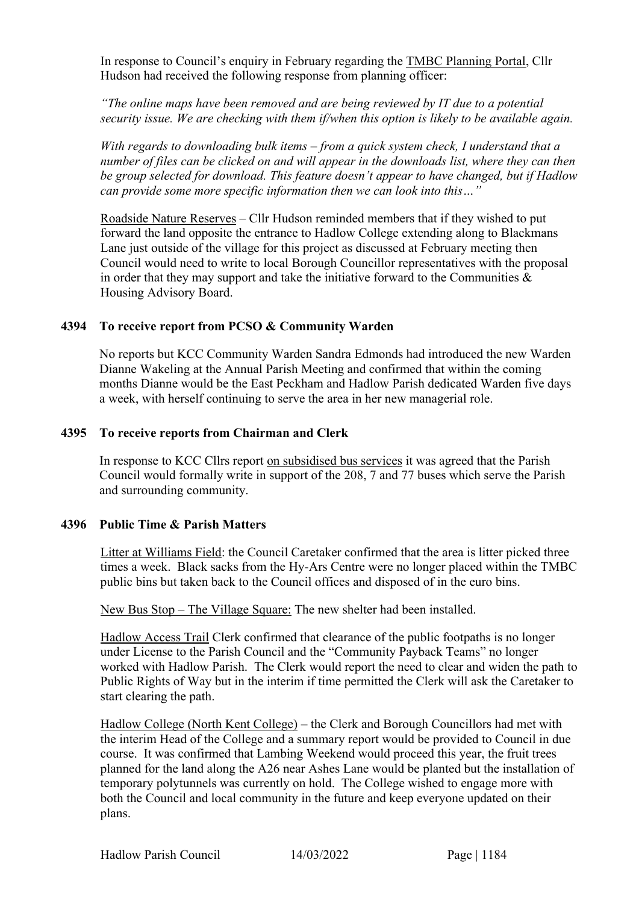In response to Council's enquiry in February regarding the TMBC Planning Portal, Cllr Hudson had received the following response from planning officer:

*"The online maps have been removed and are being reviewed by IT due to a potential security issue. We are checking with them if/when this option is likely to be available again.*

*With regards to downloading bulk items – from a quick system check, I understand that a number of files can be clicked on and will appear in the downloads list, where they can then be group selected for download. This feature doesn't appear to have changed, but if Hadlow can provide some more specific information then we can look into this…"*

Roadside Nature Reserves – Cllr Hudson reminded members that if they wished to put forward the land opposite the entrance to Hadlow College extending along to Blackmans Lane just outside of the village for this project as discussed at February meeting then Council would need to write to local Borough Councillor representatives with the proposal in order that they may support and take the initiative forward to the Communities & Housing Advisory Board.

**4394 To receive report from PCSO & Community Warden**

No reports but KCC Community Warden Sandra Edmonds had introduced the new Warden Dianne Wakeling at the Annual Parish Meeting and confirmed that within the coming months Dianne would be the East Peckham and Hadlow Parish dedicated Warden five days a week, with herself continuing to serve the area in her new managerial role.

**4395 To receive reports from Chairman and Clerk**

In response to KCC Cllrs report on subsidised bus services it was agreed that the Parish Council would formally write in support of the 208, 7 and 77 buses which serve the Parish and surrounding community.

**4396 Public Time & Parish Matters**

Litter at Williams Field: the Council Caretaker confirmed that the area is litter picked three times a week. Black sacks from the Hy-Ars Centre were no longer placed within the TMBC public bins but taken back to the Council offices and disposed of in the euro bins.

New Bus Stop – The Village Square: The new shelter had been installed.

Hadlow Access Trail Clerk confirmed that clearance of the public footpaths is no longer under License to the Parish Council and the "Community Payback Teams" no longer worked with Hadlow Parish. The Clerk would report the need to clear and widen the path to Public Rights of Way but in the interim if time permitted the Clerk will ask the Caretaker to start clearing the path.

Hadlow College (North Kent College) – the Clerk and Borough Councillors had met with the interim Head of the College and a summary report would be provided to Council in due course. It was confirmed that Lambing Weekend would proceed this year, the fruit trees planned for the land along the A26 near Ashes Lane would be planted but the installation of temporary polytunnels was currently on hold. The College wished to engage more with both the Council and local community in the future and keep everyone updated on their plans.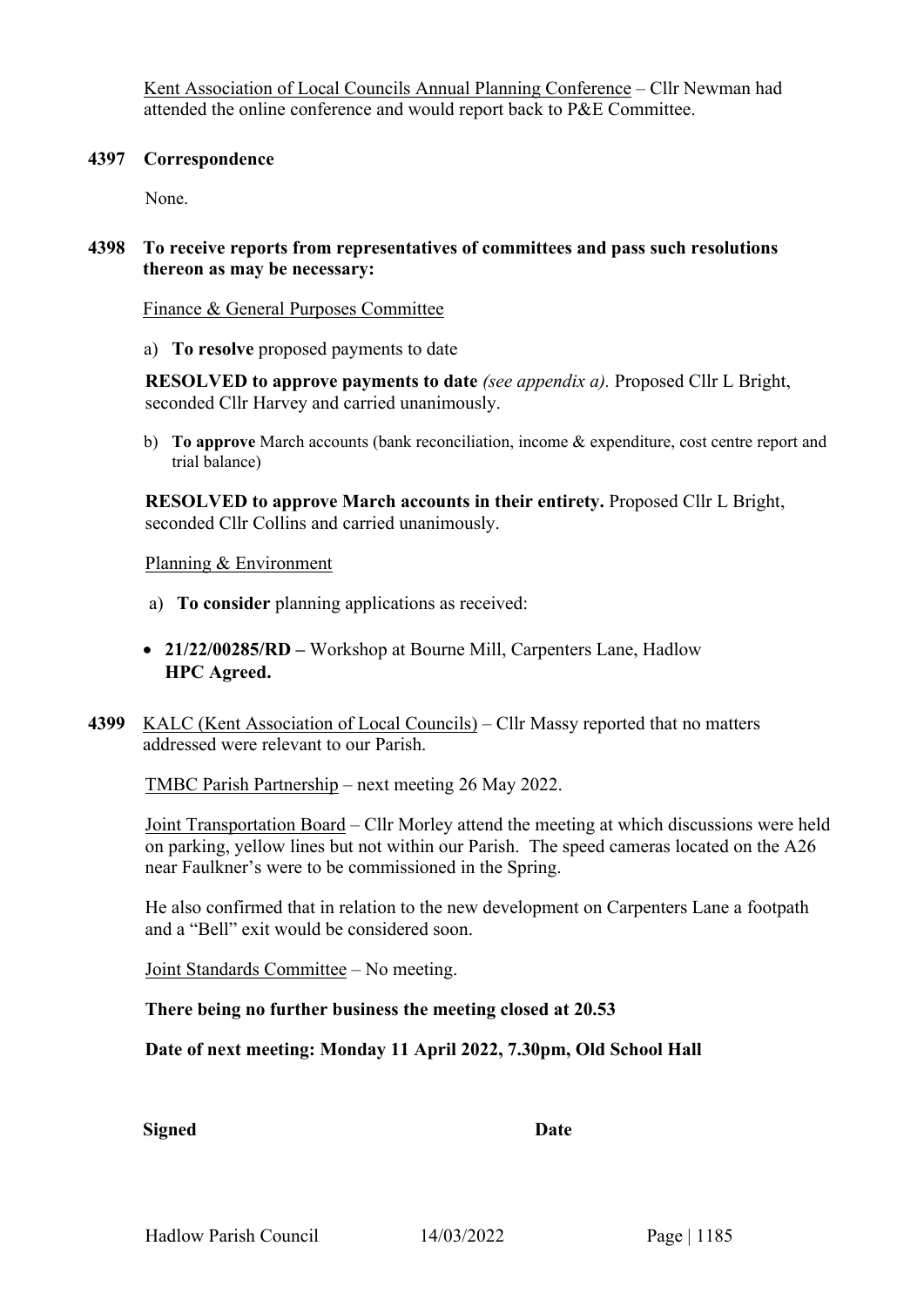Kent Association of Local Councils Annual Planning Conference – Cllr Newman had attended the online conference and would report back to P&E Committee.

**4397 Correspondence**

None.

**4398 To receive reports from representatives of committees and pass such resolutions thereon as may be necessary:**

Finance & General Purposes Committee

a) **To resolve** proposed payments to date

**RESOLVED to approve payments to date** *(see appendix a).* Proposed Cllr L Bright, seconded Cllr Harvey and carried unanimously.

b) **To approve** March accounts (bank reconciliation, income & expenditure, cost centre report and trial balance)

**RESOLVED to approve March accounts in their entirety.** Proposed Cllr L Bright, seconded Cllr Collins and carried unanimously.

Planning & Environment

a) **To consider** planning applications as received:

- **21/22/00285/RD –** Workshop at Bourne Mill, Carpenters Lane, Hadlow
  **HPC Agreed.**

**4399** KALC (Kent Association of Local Councils) – Cllr Massy reported that no matters addressed were relevant to our Parish.

TMBC Parish Partnership – next meeting 26 May 2022.

Joint Transportation Board – Cllr Morley attend the meeting at which discussions were held on parking, yellow lines but not within our Parish. The speed cameras located on the A26 near Faulkner's were to be commissioned in the Spring.

He also confirmed that in relation to the new development on Carpenters Lane a footpath and a "Bell" exit would be considered soon.

Joint Standards Committee – No meeting.

**There being no further business the meeting closed at 20.53**

**Date of next meeting: Monday 11 April 2022, 7.30pm, Old School Hall**

**Signed** **Date**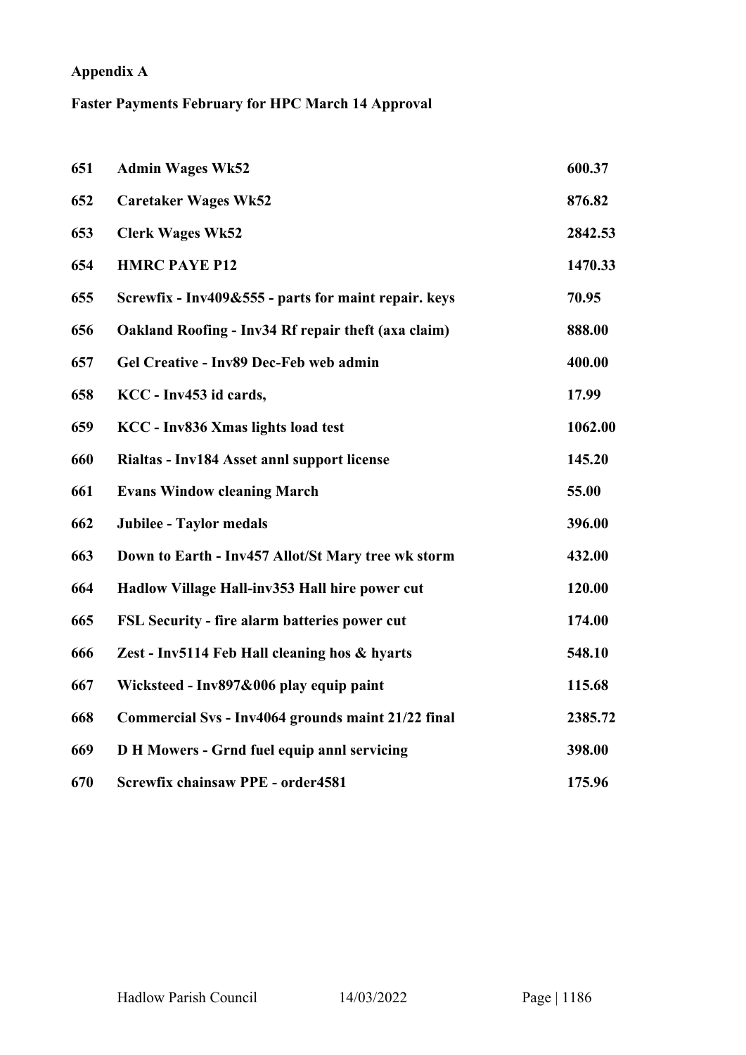**Appendix A**

**Faster Payments February for HPC March 14 Approval**

| | | |
|---|---|---|
| **651** | **Admin Wages Wk52** | **600.37** |
| **652** | **Caretaker Wages Wk52** | **876.82** |
| **653** | **Clerk Wages Wk52** | **2842.53** |
| **654** | **HMRC PAYE P12** | **1470.33** |
| **655** | **Screwfix - Inv409&555 - parts for maint repair. keys** | **70.95** |
| **656** | **Oakland Roofing - Inv34 Rf repair theft (axa claim)** | **888.00** |
| **657** | **Gel Creative - Inv89 Dec-Feb web admin** | **400.00** |
| **658** | **KCC - Inv453 id cards,** | **17.99** |
| **659** | **KCC - Inv836 Xmas lights load test** | **1062.00** |
| **660** | **Rialtas - Inv184 Asset annl support license** | **145.20** |
| **661** | **Evans Window cleaning March** | **55.00** |
| **662** | **Jubilee - Taylor medals** | **396.00** |
| **663** | **Down to Earth - Inv457 Allot/St Mary tree wk storm** | **432.00** |
| **664** | **Hadlow Village Hall-inv353 Hall hire power cut** | **120.00** |
| **665** | **FSL Security - fire alarm batteries power cut** | **174.00** |
| **666** | **Zest - Inv5114 Feb Hall cleaning hos & hyarts** | **548.10** |
| **667** | **Wicksteed - Inv897&006 play equip paint** | **115.68** |
| **668** | **Commercial Svs - Inv4064 grounds maint 21/22 final** | **2385.72** |
| **669** | **D H Mowers - Grnd fuel equip annl servicing** | **398.00** |
| **670** | **Screwfix chainsaw PPE - order4581** | **175.96** |